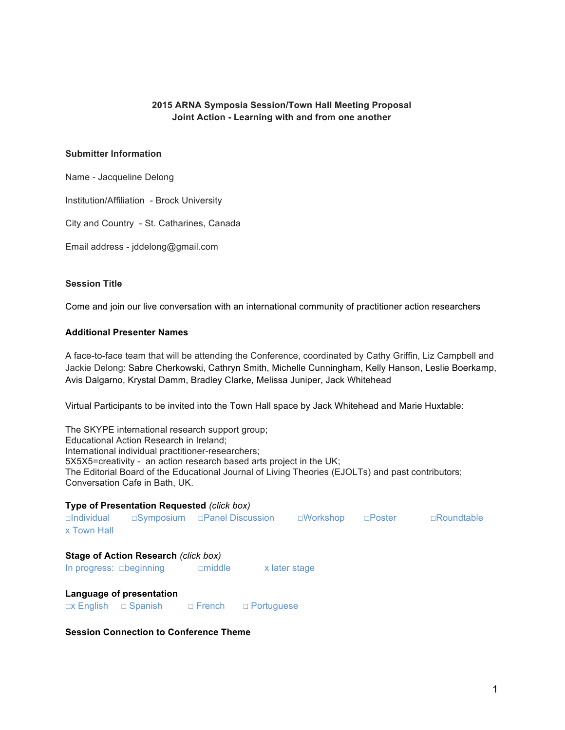**2015 ARNA Symposia Session/Town Hall Meeting Proposal**
**Joint Action - Learning with and from one another**

**Submitter Information**

Name - Jacqueline Delong

Institution/Affiliation - Brock University

City and Country - St. Catharines, Canada

Email address - jddelong@gmail.com

**Session Title**

Come and join our live conversation with an international community of practitioner action researchers

**Additional Presenter Names**

A face-to-face team that will be attending the Conference, coordinated by Cathy Griffin, Liz Campbell and Jackie Delong: Sabre Cherkowski, Cathryn Smith, Michelle Cunningham, Kelly Hanson, Leslie Boerkamp, Avis Dalgarno, Krystal Damm, Bradley Clarke, Melissa Juniper, Jack Whitehead

Virtual Participants to be invited into the Town Hall space by Jack Whitehead and Marie Huxtable:

The SKYPE international research support group;
Educational Action Research in Ireland;
International individual practitioner-researchers;
5X5X5=creativity - an action research based arts project in the UK;
The Editorial Board of the Educational Journal of Living Theories (EJOLTs) and past contributors;
Conversation Cafe in Bath, UK.

**Type of Presentation Requested** *(click box)*
□Individual □Symposium □Panel Discussion □Workshop □Poster □Roundtable
x Town Hall

**Stage of Action Research** *(click box)*
In progress: □beginning □middle x later stage

**Language of presentation**
□x English □ Spanish □ French □ Portuguese

**Session Connection to Conference Theme**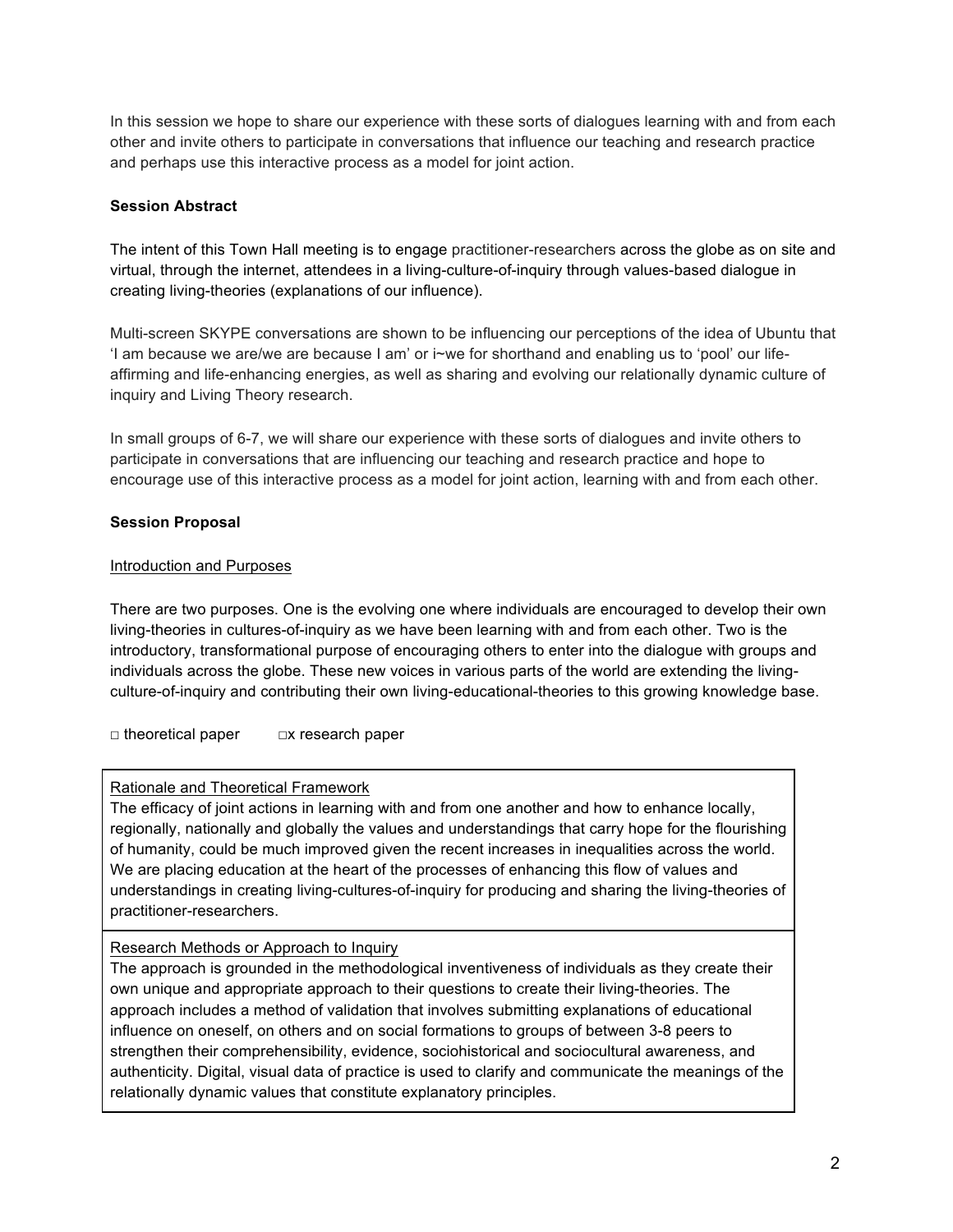In this session we hope to share our experience with these sorts of dialogues learning with and from each other and invite others to participate in conversations that influence our teaching and research practice and perhaps use this interactive process as a model for joint action.

**Session Abstract**

The intent of this Town Hall meeting is to engage practitioner-researchers across the globe as on site and virtual, through the internet, attendees in a living-culture-of-inquiry through values-based dialogue in creating living-theories (explanations of our influence).

Multi-screen SKYPE conversations are shown to be influencing our perceptions of the idea of Ubuntu that 'I am because we are/we are because I am' or i~we for shorthand and enabling us to 'pool' our life-affirming and life-enhancing energies, as well as sharing and evolving our relationally dynamic culture of inquiry and Living Theory research.

In small groups of 6-7, we will share our experience with these sorts of dialogues and invite others to participate in conversations that are influencing our teaching and research practice and hope to encourage use of this interactive process as a model for joint action, learning with and from each other.

**Session Proposal**

Introduction and Purposes

There are two purposes. One is the evolving one where individuals are encouraged to develop their own living-theories in cultures-of-inquiry as we have been learning with and from each other. Two is the introductory, transformational purpose of encouraging others to enter into the dialogue with groups and individuals across the globe. These new voices in various parts of the world are extending the living-culture-of-inquiry and contributing their own living-educational-theories to this growing knowledge base.

□ theoretical paper    □x research paper

Rationale and Theoretical Framework

The efficacy of joint actions in learning with and from one another and how to enhance locally, regionally, nationally and globally the values and understandings that carry hope for the flourishing of humanity, could be much improved given the recent increases in inequalities across the world. We are placing education at the heart of the processes of enhancing this flow of values and understandings in creating living-cultures-of-inquiry for producing and sharing the living-theories of practitioner-researchers.

Research Methods or Approach to Inquiry

The approach is grounded in the methodological inventiveness of individuals as they create their own unique and appropriate approach to their questions to create their living-theories. The approach includes a method of validation that involves submitting explanations of educational influence on oneself, on others and on social formations to groups of between 3-8 peers to strengthen their comprehensibility, evidence, sociohistorical and sociocultural awareness, and authenticity. Digital, visual data of practice is used to clarify and communicate the meanings of the relationally dynamic values that constitute explanatory principles.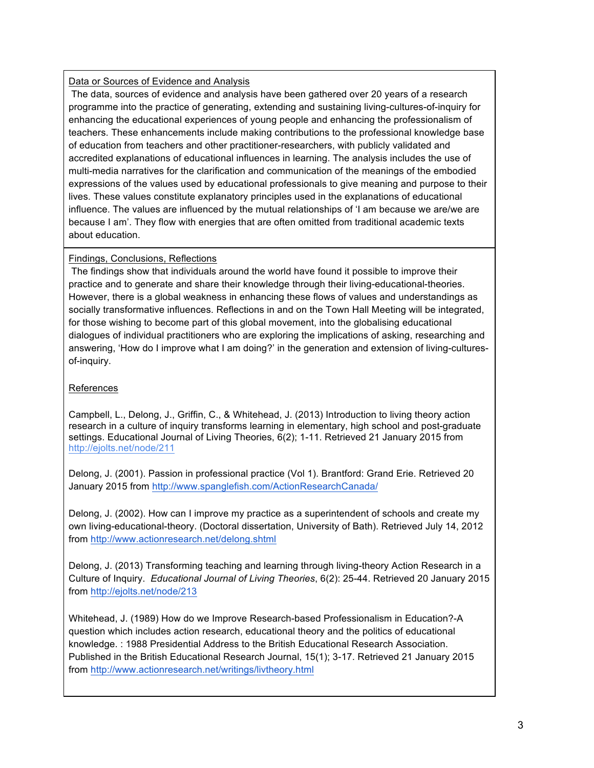## Data or Sources of Evidence and Analysis

The data, sources of evidence and analysis have been gathered over 20 years of a research programme into the practice of generating, extending and sustaining living-cultures-of-inquiry for enhancing the educational experiences of young people and enhancing the professionalism of teachers. These enhancements include making contributions to the professional knowledge base of education from teachers and other practitioner-researchers, with publicly validated and accredited explanations of educational influences in learning. The analysis includes the use of multi-media narratives for the clarification and communication of the meanings of the embodied expressions of the values used by educational professionals to give meaning and purpose to their lives. These values constitute explanatory principles used in the explanations of educational influence. The values are influenced by the mutual relationships of 'I am because we are/we are because I am'. They flow with energies that are often omitted from traditional academic texts about education.

## Findings, Conclusions, Reflections

The findings show that individuals around the world have found it possible to improve their practice and to generate and share their knowledge through their living-educational-theories. However, there is a global weakness in enhancing these flows of values and understandings as socially transformative influences. Reflections in and on the Town Hall Meeting will be integrated, for those wishing to become part of this global movement, into the globalising educational dialogues of individual practitioners who are exploring the implications of asking, researching and answering, 'How do I improve what I am doing?' in the generation and extension of living-cultures-of-inquiry.

## References

Campbell, L., Delong, J., Griffin, C., & Whitehead, J. (2013) Introduction to living theory action research in a culture of inquiry transforms learning in elementary, high school and post-graduate settings. Educational Journal of Living Theories, 6(2); 1-11. Retrieved 21 January 2015 from http://ejolts.net/node/211

Delong, J. (2001). Passion in professional practice (Vol 1). Brantford: Grand Erie. Retrieved 20 January 2015 from http://www.spanglefish.com/ActionResearchCanada/

Delong, J. (2002). How can I improve my practice as a superintendent of schools and create my own living-educational-theory. (Doctoral dissertation, University of Bath). Retrieved July 14, 2012 from http://www.actionresearch.net/delong.shtml

Delong, J. (2013) Transforming teaching and learning through living-theory Action Research in a Culture of Inquiry. *Educational Journal of Living Theories*, 6(2): 25-44. Retrieved 20 January 2015 from http://ejolts.net/node/213

Whitehead, J. (1989) How do we Improve Research-based Professionalism in Education?-A question which includes action research, educational theory and the politics of educational knowledge. : 1988 Presidential Address to the British Educational Research Association. Published in the British Educational Research Journal, 15(1); 3-17. Retrieved 21 January 2015 from http://www.actionresearch.net/writings/livtheory.html